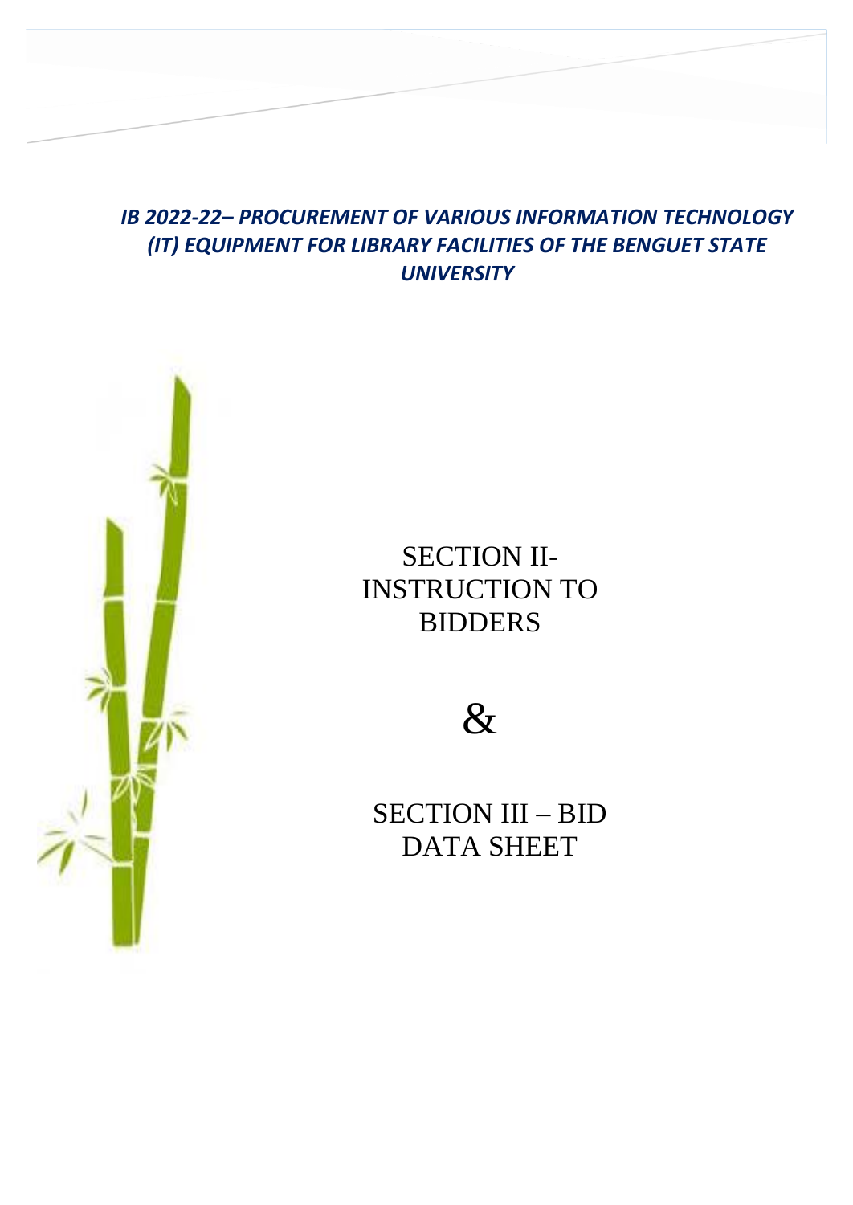***IB 2022-22– PROCUREMENT OF VARIOUS INFORMATION TECHNOLOGY (IT) EQUIPMENT FOR LIBRARY FACILITIES OF THE BENGUET STATE UNIVERSITY***

# SECTION II- INSTRUCTION TO BIDDERS

&

# SECTION III – BID DATA SHEET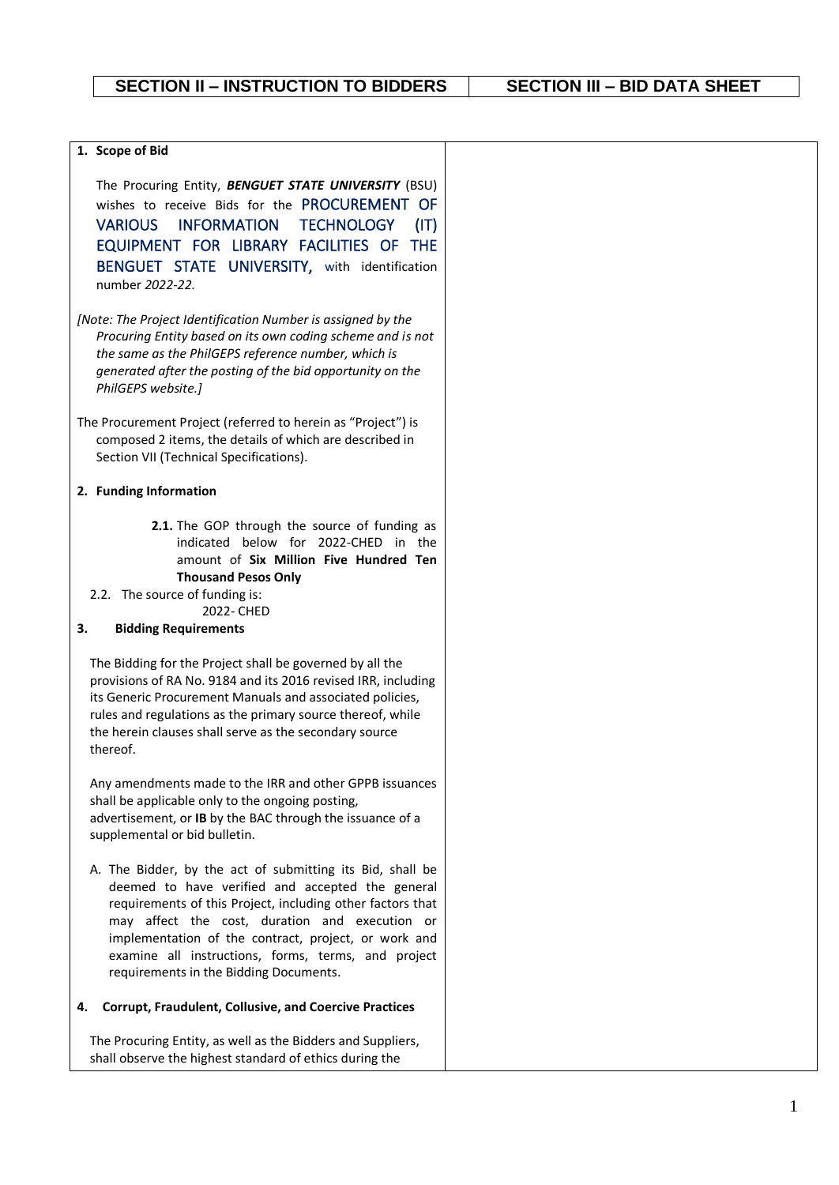| SECTION II – INSTRUCTION TO BIDDERS | SECTION III – BID DATA SHEET |
|---|---|
| **1. Scope of Bid**<br><br>The Procuring Entity, ***BENGUET STATE UNIVERSITY*** (BSU) wishes to receive Bids for the PROCUREMENT OF VARIOUS INFORMATION TECHNOLOGY (IT) EQUIPMENT FOR LIBRARY FACILITIES OF THE BENGUET STATE UNIVERSITY, with identification number *2022-22.*<br><br>*[Note: The Project Identification Number is assigned by the Procuring Entity based on its own coding scheme and is not the same as the PhilGEPS reference number, which is generated after the posting of the bid opportunity on the PhilGEPS website.]*<br><br>The Procurement Project (referred to herein as "Project") is composed 2 items, the details of which are described in Section VII (Technical Specifications).<br><br>**2. Funding Information**<br><br>**2.1.** The GOP through the source of funding as indicated below for 2022-CHED in the amount of **Six Million Five Hundred Ten Thousand Pesos Only**<br>2.2. The source of funding is:<br>2022- CHED<br><br>**3. Bidding Requirements**<br><br>The Bidding for the Project shall be governed by all the provisions of RA No. 9184 and its 2016 revised IRR, including its Generic Procurement Manuals and associated policies, rules and regulations as the primary source thereof, while the herein clauses shall serve as the secondary source thereof.<br><br>Any amendments made to the IRR and other GPPB issuances shall be applicable only to the ongoing posting, advertisement, or **IB** by the BAC through the issuance of a supplemental or bid bulletin.<br><br>A. The Bidder, by the act of submitting its Bid, shall be deemed to have verified and accepted the general requirements of this Project, including other factors that may affect the cost, duration and execution or implementation of the contract, project, or work and examine all instructions, forms, terms, and project requirements in the Bidding Documents.<br><br>**4. Corrupt, Fraudulent, Collusive, and Coercive Practices**<br><br>The Procuring Entity, as well as the Bidders and Suppliers, shall observe the highest standard of ethics during the | |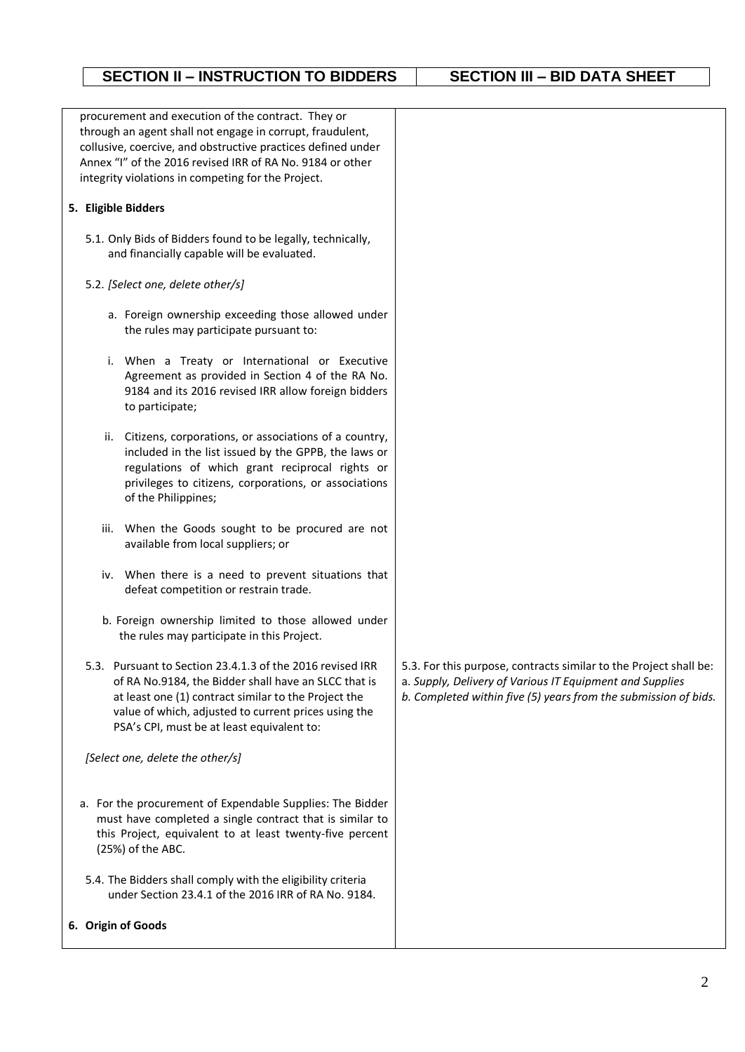| SECTION II – INSTRUCTION TO BIDDERS | SECTION III – BID DATA SHEET |
|---|---|
| procurement and execution of the contract. They or through an agent shall not engage in corrupt, fraudulent, collusive, coercive, and obstructive practices defined under Annex "I" of the 2016 revised IRR of RA No. 9184 or other integrity violations in competing for the Project. | |
| **5. Eligible Bidders** | |
| 5.1. Only Bids of Bidders found to be legally, technically, and financially capable will be evaluated. | |
| 5.2. *[Select one, delete other/s]* | |
| a. Foreign ownership exceeding those allowed under the rules may participate pursuant to: | |
| i. When a Treaty or International or Executive Agreement as provided in Section 4 of the RA No. 9184 and its 2016 revised IRR allow foreign bidders to participate; | |
| ii. Citizens, corporations, or associations of a country, included in the list issued by the GPPB, the laws or regulations of which grant reciprocal rights or privileges to citizens, corporations, or associations of the Philippines; | |
| iii. When the Goods sought to be procured are not available from local suppliers; or | |
| iv. When there is a need to prevent situations that defeat competition or restrain trade. | |
| b. Foreign ownership limited to those allowed under the rules may participate in this Project. | |
| 5.3. Pursuant to Section 23.4.1.3 of the 2016 revised IRR of RA No.9184, the Bidder shall have an SLCC that is at least one (1) contract similar to the Project the value of which, adjusted to current prices using the PSA's CPI, must be at least equivalent to: | 5.3. For this purpose, contracts similar to the Project shall be: <br> a. *Supply, Delivery of Various IT Equipment and Supplies* <br> b. *Completed within five (5) years from the submission of bids.* |
| *[Select one, delete the other/s]* | |
| a. For the procurement of Expendable Supplies: The Bidder must have completed a single contract that is similar to this Project, equivalent to at least twenty-five percent (25%) of the ABC. | |
| 5.4. The Bidders shall comply with the eligibility criteria under Section 23.4.1 of the 2016 IRR of RA No. 9184. | |
| **6. Origin of Goods** | |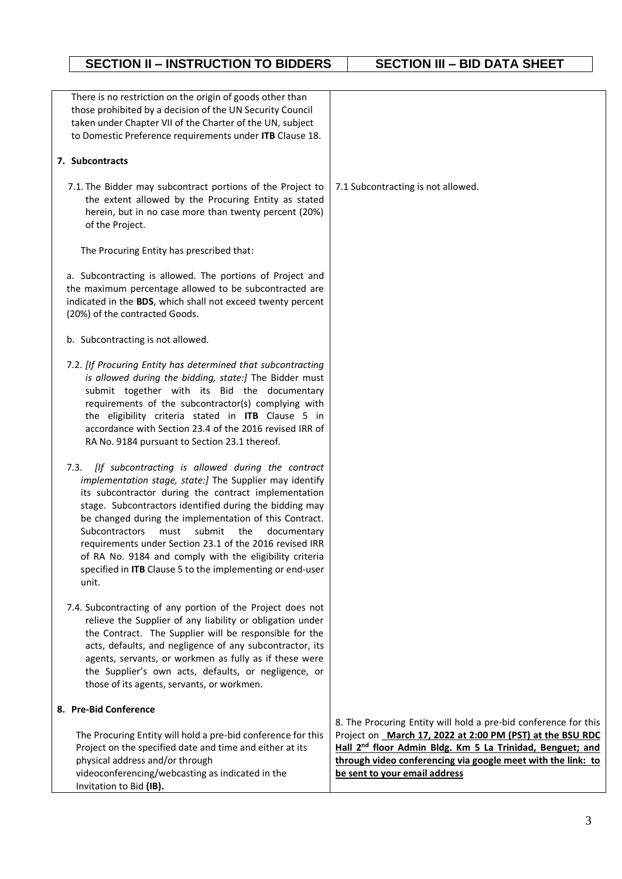| SECTION II – INSTRUCTION TO BIDDERS | SECTION III – BID DATA SHEET |
|---|---|
| There is no restriction on the origin of goods other than those prohibited by a decision of the UN Security Council taken under Chapter VII of the Charter of the UN, subject to Domestic Preference requirements under **ITB** Clause 18. | |
| **7. Subcontracts** | |
| 7.1. The Bidder may subcontract portions of the Project to the extent allowed by the Procuring Entity as stated herein, but in no case more than twenty percent (20%) of the Project.<br><br>The Procuring Entity has prescribed that:<br><br>a. Subcontracting is allowed. The portions of Project and the maximum percentage allowed to be subcontracted are indicated in the **BDS**, which shall not exceed twenty percent (20%) of the contracted Goods.<br><br>b. Subcontracting is not allowed. | 7.1 Subcontracting is not allowed. |
| 7.2. *[If Procuring Entity has determined that subcontracting is allowed during the bidding, state:]* The Bidder must submit together with its Bid the documentary requirements of the subcontractor(s) complying with the eligibility criteria stated in **ITB** Clause 5 in accordance with Section 23.4 of the 2016 revised IRR of RA No. 9184 pursuant to Section 23.1 thereof. | |
| 7.3. *[If subcontracting is allowed during the contract implementation stage, state:]* The Supplier may identify its subcontractor during the contract implementation stage. Subcontractors identified during the bidding may be changed during the implementation of this Contract. Subcontractors must submit the documentary requirements under Section 23.1 of the 2016 revised IRR of RA No. 9184 and comply with the eligibility criteria specified in **ITB** Clause 5 to the implementing or end-user unit. | |
| 7.4. Subcontracting of any portion of the Project does not relieve the Supplier of any liability or obligation under the Contract. The Supplier will be responsible for the acts, defaults, and negligence of any subcontractor, its agents, servants, or workmen as fully as if these were the Supplier's own acts, defaults, or negligence, or those of its agents, servants, or workmen. | |
| **8. Pre-Bid Conference**<br><br>The Procuring Entity will hold a pre-bid conference for this Project on the specified date and time and either at its physical address and/or through videoconferencing/webcasting as indicated in the Invitation to Bid **(IB).** | 8. The Procuring Entity will hold a pre-bid conference for this Project on **March 17, 2022 at 2:00 PM (PST) at the BSU RDC Hall 2nd floor Admin Bldg. Km 5 La Trinidad, Benguet; and through video conferencing via google meet with the link: to be sent to your email address** |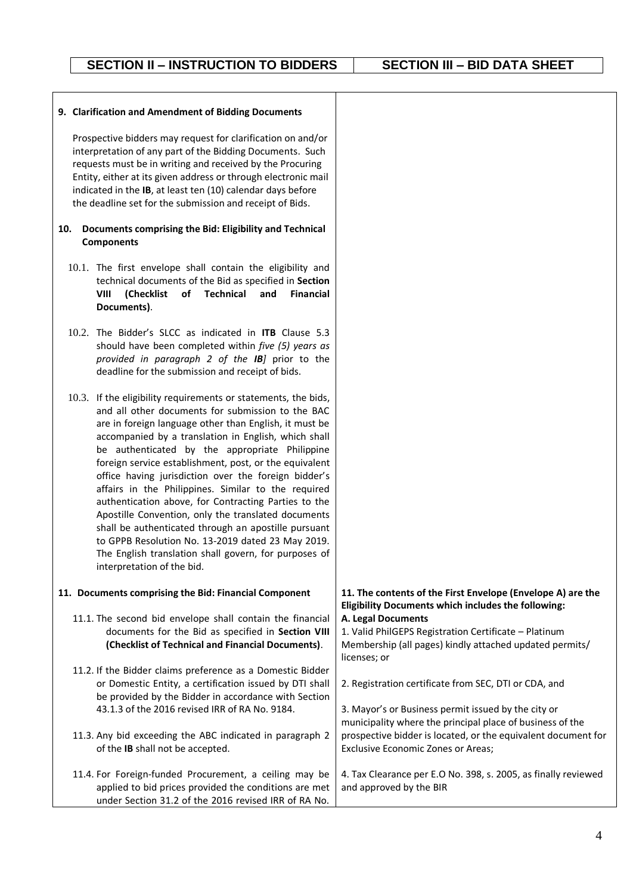| SECTION II – INSTRUCTION TO BIDDERS | SECTION III – BID DATA SHEET |
| --- | --- |
| **9. Clarification and Amendment of Bidding Documents**<br><br>Prospective bidders may request for clarification on and/or interpretation of any part of the Bidding Documents. Such requests must be in writing and received by the Procuring Entity, either at its given address or through electronic mail indicated in the **IB**, at least ten (10) calendar days before the deadline set for the submission and receipt of Bids. | |
| **10. Documents comprising the Bid: Eligibility and Technical Components**<br><br>10.1. The first envelope shall contain the eligibility and technical documents of the Bid as specified in **Section VIII (Checklist of Technical and Financial Documents)**.<br><br>10.2. The Bidder's SLCC as indicated in **ITB** Clause 5.3 should have been completed within *five (5) years as provided in paragraph 2 of the **IB**]* prior to the deadline for the submission and receipt of bids.<br><br>10.3. If the eligibility requirements or statements, the bids, and all other documents for submission to the BAC are in foreign language other than English, it must be accompanied by a translation in English, which shall be authenticated by the appropriate Philippine foreign service establishment, post, or the equivalent office having jurisdiction over the foreign bidder's affairs in the Philippines. Similar to the required authentication above, for Contracting Parties to the Apostille Convention, only the translated documents shall be authenticated through an apostille pursuant to GPPB Resolution No. 13-2019 dated 23 May 2019. The English translation shall govern, for purposes of interpretation of the bid. | |
| **11. Documents comprising the Bid: Financial Component**<br><br>11.1. The second bid envelope shall contain the financial documents for the Bid as specified in **Section VIII (Checklist of Technical and Financial Documents)**.<br><br>11.2. If the Bidder claims preference as a Domestic Bidder or Domestic Entity, a certification issued by DTI shall be provided by the Bidder in accordance with Section 43.1.3 of the 2016 revised IRR of RA No. 9184.<br><br>11.3. Any bid exceeding the ABC indicated in paragraph 2 of the **IB** shall not be accepted.<br><br>11.4. For Foreign-funded Procurement, a ceiling may be applied to bid prices provided the conditions are met under Section 31.2 of the 2016 revised IRR of RA No. | **11. The contents of the First Envelope (Envelope A) are the Eligibility Documents which includes the following:**<br>**A. Legal Documents**<br>1. Valid PhilGEPS Registration Certificate – Platinum Membership (all pages) kindly attached updated permits/ licenses; or<br><br>2. Registration certificate from SEC, DTI or CDA, and<br><br>3. Mayor's or Business permit issued by the city or municipality where the principal place of business of the prospective bidder is located, or the equivalent document for Exclusive Economic Zones or Areas;<br><br>4. Tax Clearance per E.O No. 398, s. 2005, as finally reviewed and approved by the BIR |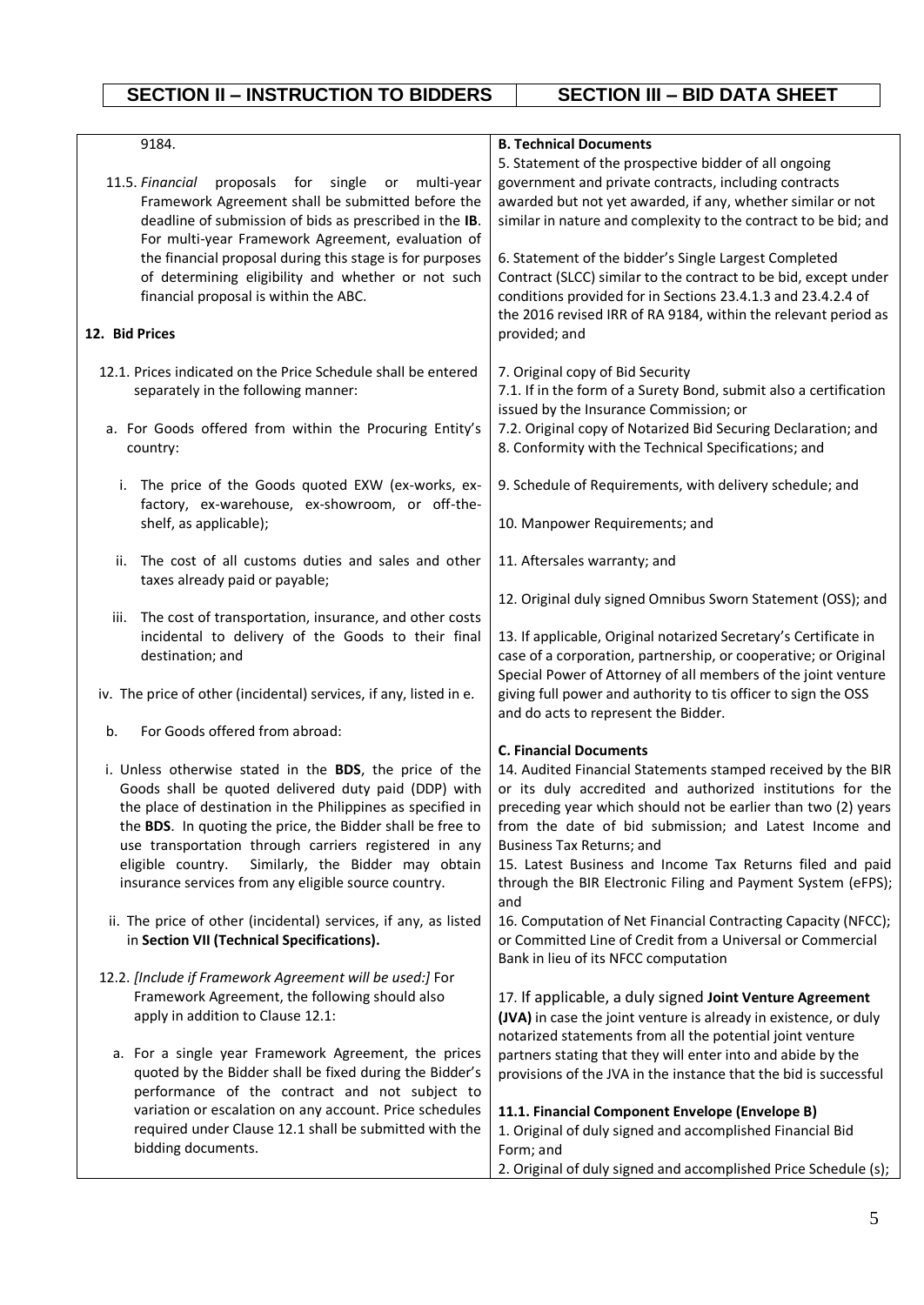| SECTION II – INSTRUCTION TO BIDDERS | SECTION III – BID DATA SHEET |
|---|---|

9184.

11.5. *Financial* proposals for single or multi-year Framework Agreement shall be submitted before the deadline of submission of bids as prescribed in the **IB**. For multi-year Framework Agreement, evaluation of the financial proposal during this stage is for purposes of determining eligibility and whether or not such financial proposal is within the ABC.

**12. Bid Prices**

12.1. Prices indicated on the Price Schedule shall be entered separately in the following manner:

a. For Goods offered from within the Procuring Entity's country:

i. The price of the Goods quoted EXW (ex-works, ex-factory, ex-warehouse, ex-showroom, or off-the-shelf, as applicable);

ii. The cost of all customs duties and sales and other taxes already paid or payable;

iii. The cost of transportation, insurance, and other costs incidental to delivery of the Goods to their final destination; and

iv. The price of other (incidental) services, if any, listed in e.

b. For Goods offered from abroad:

i. Unless otherwise stated in the **BDS**, the price of the Goods shall be quoted delivered duty paid (DDP) with the place of destination in the Philippines as specified in the **BDS**. In quoting the price, the Bidder shall be free to use transportation through carriers registered in any eligible country. Similarly, the Bidder may obtain insurance services from any eligible source country.

ii. The price of other (incidental) services, if any, as listed in **Section VII (Technical Specifications).**

12.2. *[Include if Framework Agreement will be used:]* For Framework Agreement, the following should also apply in addition to Clause 12.1:

a. For a single year Framework Agreement, the prices quoted by the Bidder shall be fixed during the Bidder's performance of the contract and not subject to variation or escalation on any account. Price schedules required under Clause 12.1 shall be submitted with the bidding documents.

**B. Technical Documents**

5. Statement of the prospective bidder of all ongoing government and private contracts, including contracts awarded but not yet awarded, if any, whether similar or not similar in nature and complexity to the contract to be bid; and

6. Statement of the bidder's Single Largest Completed Contract (SLCC) similar to the contract to be bid, except under conditions provided for in Sections 23.4.1.3 and 23.4.2.4 of the 2016 revised IRR of RA 9184, within the relevant period as provided; and

7. Original copy of Bid Security
7.1. If in the form of a Surety Bond, submit also a certification issued by the Insurance Commission; or
7.2. Original copy of Notarized Bid Securing Declaration; and
8. Conformity with the Technical Specifications; and

9. Schedule of Requirements, with delivery schedule; and

10. Manpower Requirements; and

11. Aftersales warranty; and

12. Original duly signed Omnibus Sworn Statement (OSS); and

13. If applicable, Original notarized Secretary's Certificate in case of a corporation, partnership, or cooperative; or Original Special Power of Attorney of all members of the joint venture giving full power and authority to tis officer to sign the OSS and do acts to represent the Bidder.

**C. Financial Documents**

14. Audited Financial Statements stamped received by the BIR or its duly accredited and authorized institutions for the preceding year which should not be earlier than two (2) years from the date of bid submission; and Latest Income and Business Tax Returns; and
15. Latest Business and Income Tax Returns filed and paid through the BIR Electronic Filing and Payment System (eFPS); and
16. Computation of Net Financial Contracting Capacity (NFCC); or Committed Line of Credit from a Universal or Commercial Bank in lieu of its NFCC computation

17. If applicable, a duly signed **Joint Venture Agreement (JVA)** in case the joint venture is already in existence, or duly notarized statements from all the potential joint venture partners stating that they will enter into and abide by the provisions of the JVA in the instance that the bid is successful

**11.1. Financial Component Envelope (Envelope B)**
1. Original of duly signed and accomplished Financial Bid Form; and
2. Original of duly signed and accomplished Price Schedule (s);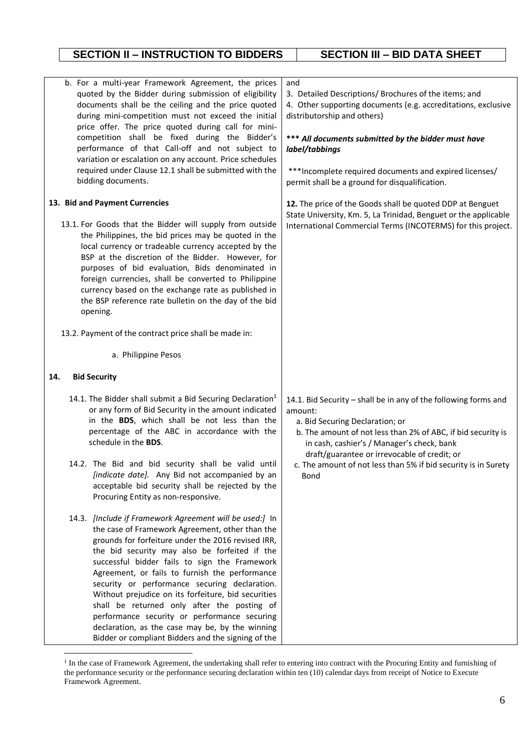| SECTION II – INSTRUCTION TO BIDDERS | SECTION III – BID DATA SHEET |
|---|---|
| b. For a multi-year Framework Agreement, the prices quoted by the Bidder during submission of eligibility documents shall be the ceiling and the price quoted during mini-competition must not exceed the initial price offer. The price quoted during call for mini-competition shall be fixed during the Bidder's performance of that Call-off and not subject to variation or escalation on any account. Price schedules required under Clause 12.1 shall be submitted with the bidding documents. | and<br>3. Detailed Descriptions/ Brochures of the items; and<br>4. Other supporting documents (e.g. accreditations, exclusive distributorship and others)<br><br>*** ***All documents submitted by the bidder must have label/tabbings***<br><br>***Incomplete required documents and expired licenses/ permit shall be a ground for disqualification. |
| **13. Bid and Payment Currencies**<br><br>13.1. For Goods that the Bidder will supply from outside the Philippines, the bid prices may be quoted in the local currency or tradeable currency accepted by the BSP at the discretion of the Bidder. However, for purposes of bid evaluation, Bids denominated in foreign currencies, shall be converted to Philippine currency based on the exchange rate as published in the BSP reference rate bulletin on the day of the bid opening.<br><br>13.2. Payment of the contract price shall be made in:<br><br>a. Philippine Pesos | **12.** The price of the Goods shall be quoted DDP at Benguet State University, Km. 5, La Trinidad, Benguet or the applicable International Commercial Terms (INCOTERMS) for this project. |
| **14. Bid Security**<br><br>14.1. The Bidder shall submit a Bid Securing Declaration[1] or any form of Bid Security in the amount indicated in the **BDS**, which shall be not less than the percentage of the ABC in accordance with the schedule in the **BDS**.<br><br>14.2. The Bid and bid security shall be valid until *[indicate date]*. Any Bid not accompanied by an acceptable bid security shall be rejected by the Procuring Entity as non-responsive.<br><br>14.3. *[Include if Framework Agreement will be used:]* In the case of Framework Agreement, other than the grounds for forfeiture under the 2016 revised IRR, the bid security may also be forfeited if the successful bidder fails to sign the Framework Agreement, or fails to furnish the performance security or performance securing declaration. Without prejudice on its forfeiture, bid securities shall be returned only after the posting of performance security or performance securing declaration, as the case may be, by the winning Bidder or compliant Bidders and the signing of the | 14.1. Bid Security – shall be in any of the following forms and amount:<br>a. Bid Securing Declaration; or<br>b. The amount of not less than 2% of ABC, if bid security is in cash, cashier's / Manager's check, bank draft/guarantee or irrevocable of credit; or<br>c. The amount of not less than 5% if bid security is in Surety Bond |

[1] In the case of Framework Agreement, the undertaking shall refer to entering into contract with the Procuring Entity and furnishing of the performance security or the performance securing declaration within ten (10) calendar days from receipt of Notice to Execute Framework Agreement.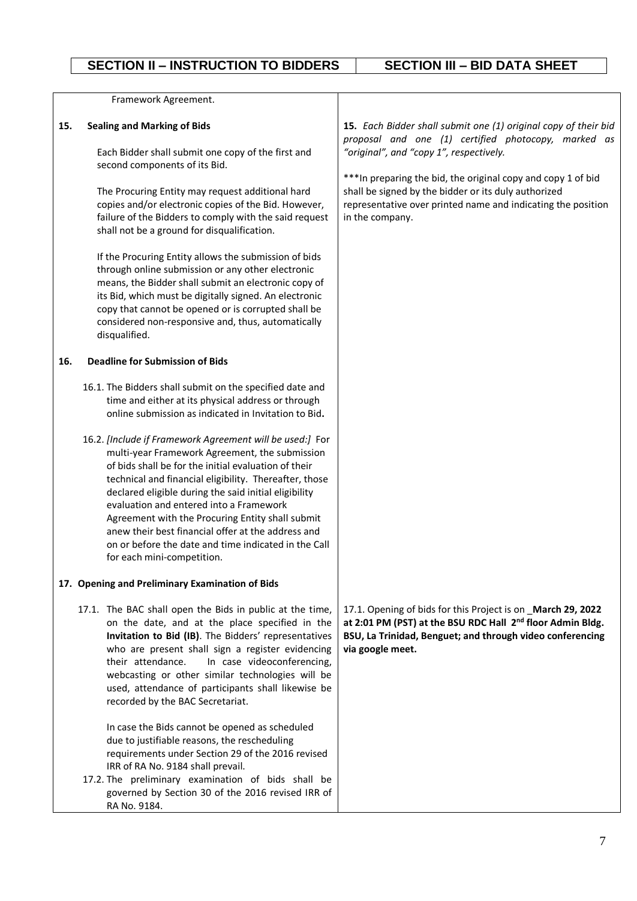| SECTION II – INSTRUCTION TO BIDDERS | SECTION III – BID DATA SHEET |
|---|---|
| Framework Agreement. | |
| **15. Sealing and Marking of Bids**<br><br>Each Bidder shall submit one copy of the first and second components of its Bid.<br><br>The Procuring Entity may request additional hard copies and/or electronic copies of the Bid. However, failure of the Bidders to comply with the said request shall not be a ground for disqualification.<br><br>If the Procuring Entity allows the submission of bids through online submission or any other electronic means, the Bidder shall submit an electronic copy of its Bid, which must be digitally signed. An electronic copy that cannot be opened or is corrupted shall be considered non-responsive and, thus, automatically disqualified. | ***15.** Each Bidder shall submit one (1) original copy of their bid proposal and one (1) certified photocopy, marked as "original", and "copy 1", respectively.*<br><br>***In preparing the bid, the original copy and copy 1 of bid shall be signed by the bidder or its duly authorized representative over printed name and indicating the position in the company. |
| **16. Deadline for Submission of Bids**<br><br>16.1. The Bidders shall submit on the specified date and time and either at its physical address or through online submission as indicated in Invitation to Bid**.**<br><br>16.2. *[Include if Framework Agreement will be used:]* For multi-year Framework Agreement, the submission of bids shall be for the initial evaluation of their technical and financial eligibility. Thereafter, those declared eligible during the said initial eligibility evaluation and entered into a Framework Agreement with the Procuring Entity shall submit anew their best financial offer at the address and on or before the date and time indicated in the Call for each mini-competition. | |
| **17. Opening and Preliminary Examination of Bids**<br><br>17.1. The BAC shall open the Bids in public at the time, on the date, and at the place specified in the **Invitation to Bid (IB)**. The Bidders' representatives who are present shall sign a register evidencing their attendance. In case videoconferencing, webcasting or other similar technologies will be used, attendance of participants shall likewise be recorded by the BAC Secretariat.<br><br>In case the Bids cannot be opened as scheduled due to justifiable reasons, the rescheduling requirements under Section 29 of the 2016 revised IRR of RA No. 9184 shall prevail.<br><br>17.2. The preliminary examination of bids shall be governed by Section 30 of the 2016 revised IRR of RA No. 9184. | 17.1. Opening of bids for this Project is on _**March 29, 2022 at 2:01 PM (PST) at the BSU RDC Hall 2nd floor Admin Bldg. BSU, La Trinidad, Benguet; and through video conferencing via google meet.** |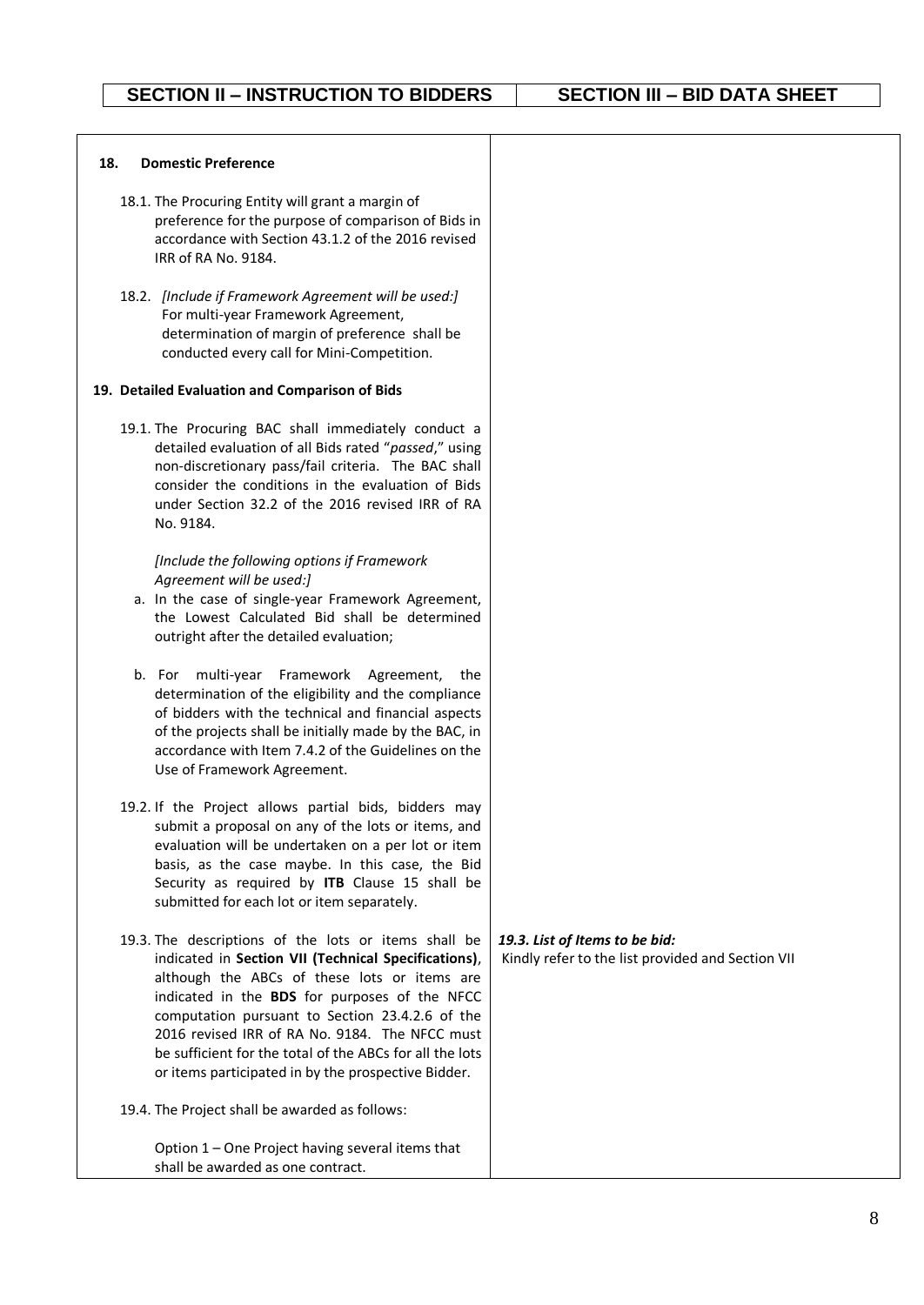| SECTION II – INSTRUCTION TO BIDDERS | SECTION III – BID DATA SHEET |
|---|---|
| **18. Domestic Preference**<br><br>18.1. The Procuring Entity will grant a margin of preference for the purpose of comparison of Bids in accordance with Section 43.1.2 of the 2016 revised IRR of RA No. 9184.<br><br>18.2. *[Include if Framework Agreement will be used:]* For multi-year Framework Agreement, determination of margin of preference shall be conducted every call for Mini-Competition.<br><br>**19. Detailed Evaluation and Comparison of Bids**<br><br>19.1. The Procuring BAC shall immediately conduct a detailed evaluation of all Bids rated "*passed*," using non-discretionary pass/fail criteria. The BAC shall consider the conditions in the evaluation of Bids under Section 32.2 of the 2016 revised IRR of RA No. 9184.<br><br>*[Include the following options if Framework Agreement will be used:]*<br>a. In the case of single-year Framework Agreement, the Lowest Calculated Bid shall be determined outright after the detailed evaluation;<br><br>b. For multi-year Framework Agreement, the determination of the eligibility and the compliance of bidders with the technical and financial aspects of the projects shall be initially made by the BAC, in accordance with Item 7.4.2 of the Guidelines on the Use of Framework Agreement.<br><br>19.2. If the Project allows partial bids, bidders may submit a proposal on any of the lots or items, and evaluation will be undertaken on a per lot or item basis, as the case maybe. In this case, the Bid Security as required by **ITB** Clause 15 shall be submitted for each lot or item separately. | |
| 19.3. The descriptions of the lots or items shall be indicated in **Section VII (Technical Specifications)**, although the ABCs of these lots or items are indicated in the **BDS** for purposes of the NFCC computation pursuant to Section 23.4.2.6 of the 2016 revised IRR of RA No. 9184. The NFCC must be sufficient for the total of the ABCs for all the lots or items participated in by the prospective Bidder.<br><br>19.4. The Project shall be awarded as follows:<br><br>Option 1 – One Project having several items that shall be awarded as one contract. | ***19.3. List of Items to be bid:***<br>Kindly refer to the list provided and Section VII |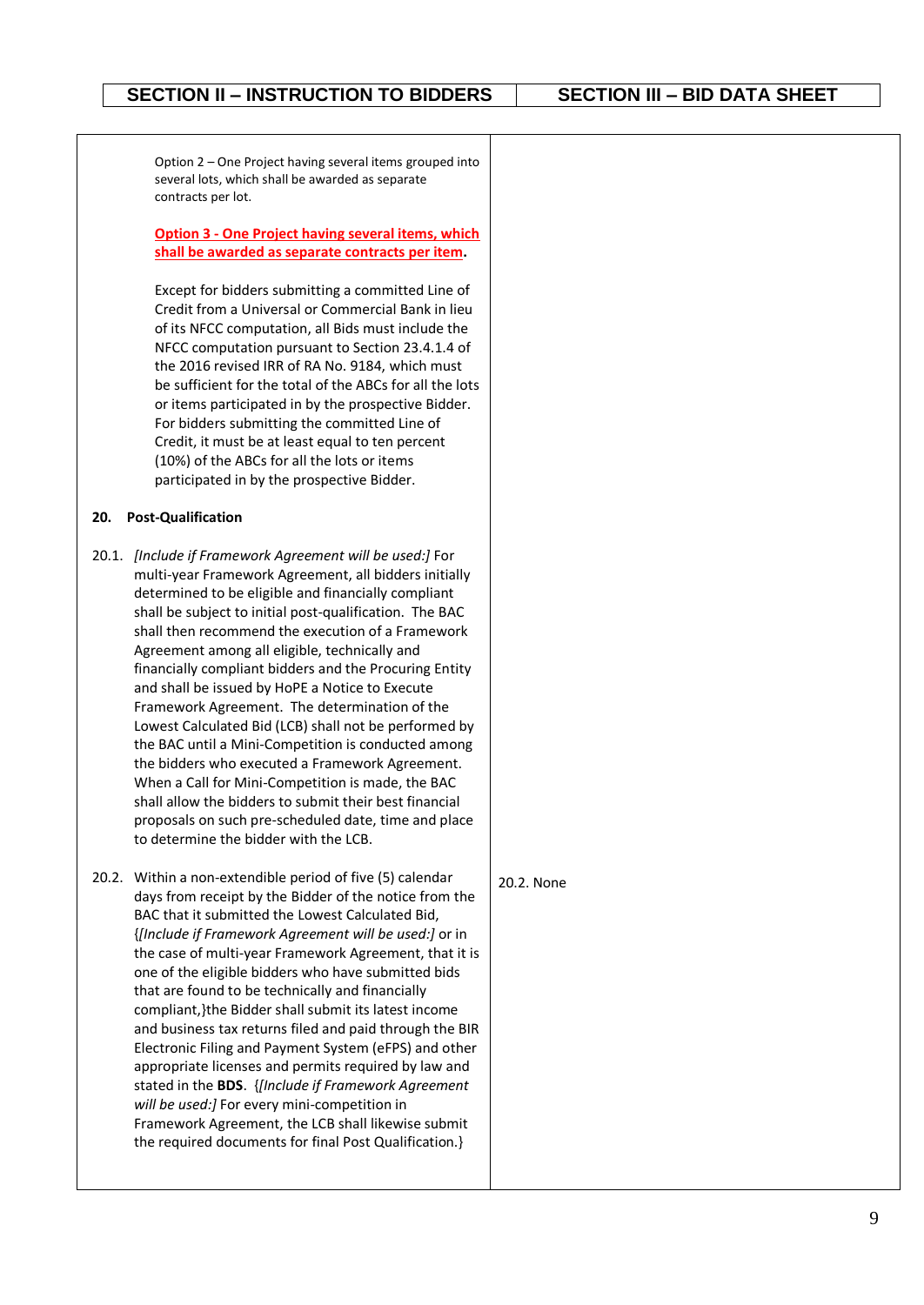| SECTION II – INSTRUCTION TO BIDDERS | SECTION III – BID DATA SHEET |
| --- | --- |
| Option 2 – One Project having several items grouped into several lots, which shall be awarded as separate contracts per lot.<br><br>**Option 3 - One Project having several items, which shall be awarded as separate contracts per item.**<br><br>Except for bidders submitting a committed Line of Credit from a Universal or Commercial Bank in lieu of its NFCC computation, all Bids must include the NFCC computation pursuant to Section 23.4.1.4 of the 2016 revised IRR of RA No. 9184, which must be sufficient for the total of the ABCs for all the lots or items participated in by the prospective Bidder. For bidders submitting the committed Line of Credit, it must be at least equal to ten percent (10%) of the ABCs for all the lots or items participated in by the prospective Bidder. | |
| **20. Post-Qualification** | |
| 20.1. *[Include if Framework Agreement will be used:]* For multi-year Framework Agreement, all bidders initially determined to be eligible and financially compliant shall be subject to initial post-qualification. The BAC shall then recommend the execution of a Framework Agreement among all eligible, technically and financially compliant bidders and the Procuring Entity and shall be issued by HoPE a Notice to Execute Framework Agreement. The determination of the Lowest Calculated Bid (LCB) shall not be performed by the BAC until a Mini-Competition is conducted among the bidders who executed a Framework Agreement. When a Call for Mini-Competition is made, the BAC shall allow the bidders to submit their best financial proposals on such pre-scheduled date, time and place to determine the bidder with the LCB. | |
| 20.2. Within a non-extendible period of five (5) calendar days from receipt by the Bidder of the notice from the BAC that it submitted the Lowest Calculated Bid, {*[Include if Framework Agreement will be used:]* or in the case of multi-year Framework Agreement, that it is one of the eligible bidders who have submitted bids that are found to be technically and financially compliant,}the Bidder shall submit its latest income and business tax returns filed and paid through the BIR Electronic Filing and Payment System (eFPS) and other appropriate licenses and permits required by law and stated in the **BDS**. {*[Include if Framework Agreement will be used:]* For every mini-competition in Framework Agreement, the LCB shall likewise submit the required documents for final Post Qualification.} | 20.2. None |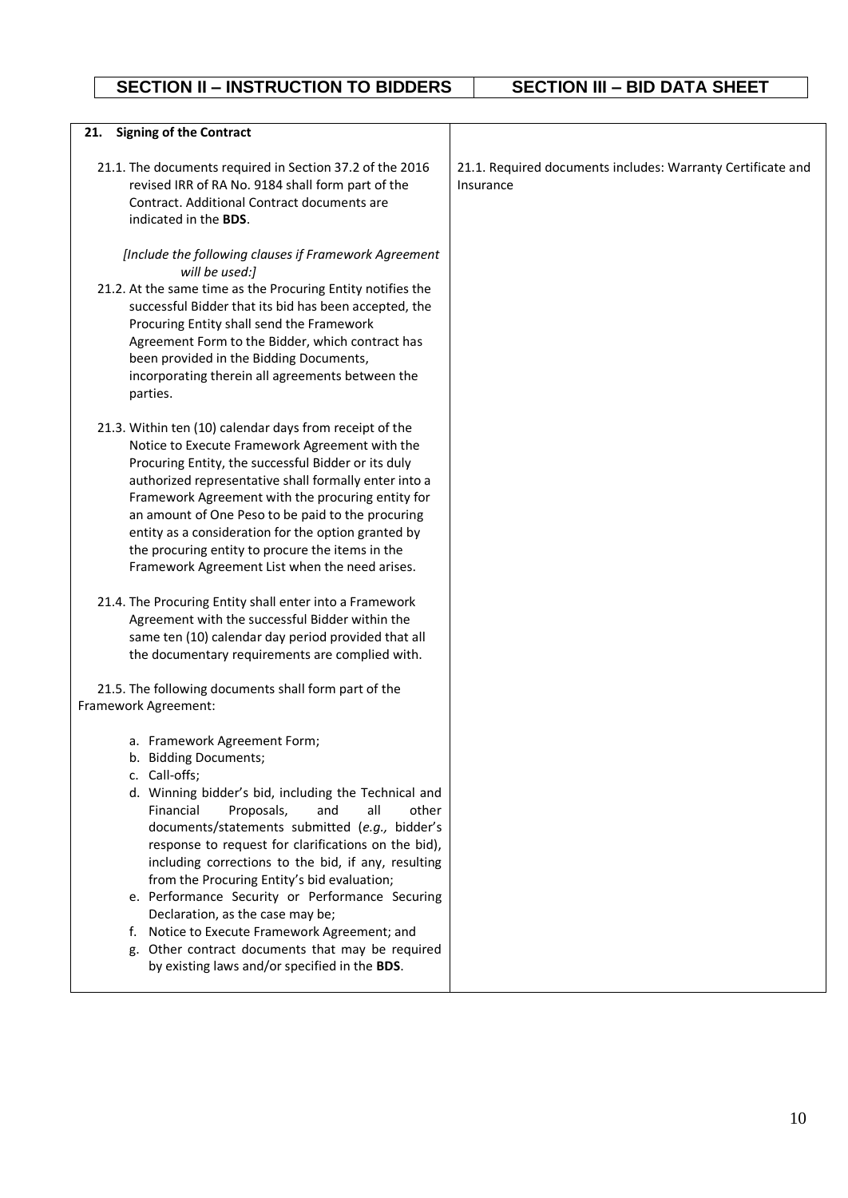| SECTION II – INSTRUCTION TO BIDDERS | SECTION III – BID DATA SHEET |
|---|---|
| **21. Signing of the Contract** | |
| 21.1. The documents required in Section 37.2 of the 2016 revised IRR of RA No. 9184 shall form part of the Contract. Additional Contract documents are indicated in the **BDS**. | 21.1. Required documents includes: Warranty Certificate and Insurance |
| *[Include the following clauses if Framework Agreement will be used:]*<br>21.2. At the same time as the Procuring Entity notifies the successful Bidder that its bid has been accepted, the Procuring Entity shall send the Framework Agreement Form to the Bidder, which contract has been provided in the Bidding Documents, incorporating therein all agreements between the parties. | |
| 21.3. Within ten (10) calendar days from receipt of the Notice to Execute Framework Agreement with the Procuring Entity, the successful Bidder or its duly authorized representative shall formally enter into a Framework Agreement with the procuring entity for an amount of One Peso to be paid to the procuring entity as a consideration for the option granted by the procuring entity to procure the items in the Framework Agreement List when the need arises. | |
| 21.4. The Procuring Entity shall enter into a Framework Agreement with the successful Bidder within the same ten (10) calendar day period provided that all the documentary requirements are complied with. | |
| 21.5. The following documents shall form part of the Framework Agreement:<br>a. Framework Agreement Form;<br>b. Bidding Documents;<br>c. Call-offs;<br>d. Winning bidder's bid, including the Technical and Financial Proposals, and all other documents/statements submitted (*e.g.,* bidder's response to request for clarifications on the bid), including corrections to the bid, if any, resulting from the Procuring Entity's bid evaluation;<br>e. Performance Security or Performance Securing Declaration, as the case may be;<br>f. Notice to Execute Framework Agreement; and<br>g. Other contract documents that may be required by existing laws and/or specified in the **BDS**. | |